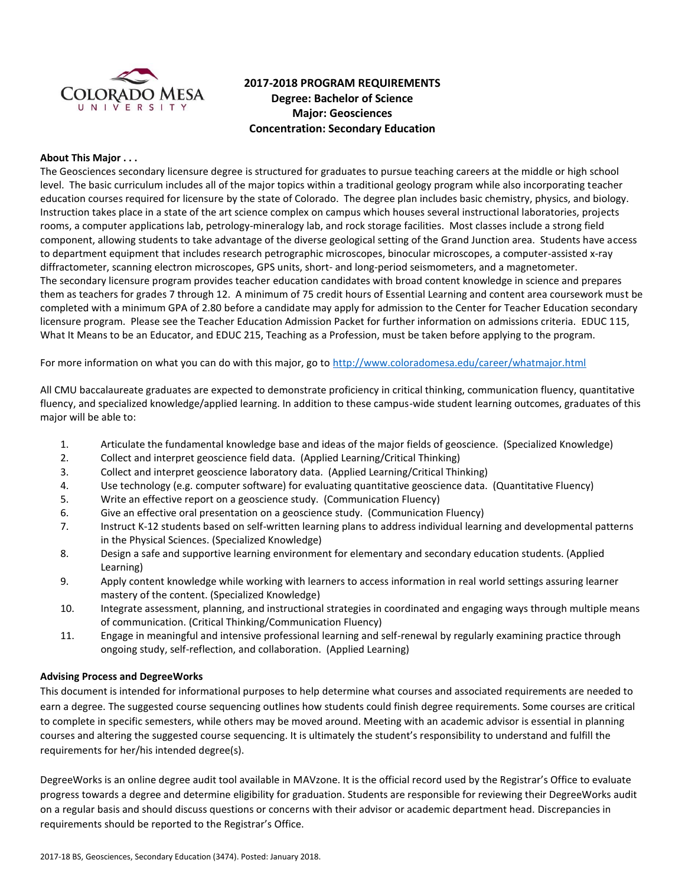# 2017-2018 PROGRAM REQUIREMENTS
## Degree: Bachelor of Science
## Major: Geosciences
## Concentration: Secondary Education

**About This Major . . .**

The Geosciences secondary licensure degree is structured for graduates to pursue teaching careers at the middle or high school level. The basic curriculum includes all of the major topics within a traditional geology program while also incorporating teacher education courses required for licensure by the state of Colorado. The degree plan includes basic chemistry, physics, and biology. Instruction takes place in a state of the art science complex on campus which houses several instructional laboratories, projects rooms, a computer applications lab, petrology-mineralogy lab, and rock storage facilities. Most classes include a strong field component, allowing students to take advantage of the diverse geological setting of the Grand Junction area. Students have access to department equipment that includes research petrographic microscopes, binocular microscopes, a computer-assisted x-ray diffractometer, scanning electron microscopes, GPS units, short- and long-period seismometers, and a magnetometer.
The secondary licensure program provides teacher education candidates with broad content knowledge in science and prepares them as teachers for grades 7 through 12. A minimum of 75 credit hours of Essential Learning and content area coursework must be completed with a minimum GPA of 2.80 before a candidate may apply for admission to the Center for Teacher Education secondary licensure program. Please see the Teacher Education Admission Packet for further information on admissions criteria. EDUC 115, What It Means to be an Educator, and EDUC 215, Teaching as a Profession, must be taken before applying to the program.

For more information on what you can do with this major, go to http://www.coloradomesa.edu/career/whatmajor.html

All CMU baccalaureate graduates are expected to demonstrate proficiency in critical thinking, communication fluency, quantitative fluency, and specialized knowledge/applied learning. In addition to these campus-wide student learning outcomes, graduates of this major will be able to:

1. Articulate the fundamental knowledge base and ideas of the major fields of geoscience. (Specialized Knowledge)
2. Collect and interpret geoscience field data. (Applied Learning/Critical Thinking)
3. Collect and interpret geoscience laboratory data. (Applied Learning/Critical Thinking)
4. Use technology (e.g. computer software) for evaluating quantitative geoscience data. (Quantitative Fluency)
5. Write an effective report on a geoscience study. (Communication Fluency)
6. Give an effective oral presentation on a geoscience study. (Communication Fluency)
7. Instruct K-12 students based on self-written learning plans to address individual learning and developmental patterns in the Physical Sciences. (Specialized Knowledge)
8. Design a safe and supportive learning environment for elementary and secondary education students. (Applied Learning)
9. Apply content knowledge while working with learners to access information in real world settings assuring learner mastery of the content. (Specialized Knowledge)
10. Integrate assessment, planning, and instructional strategies in coordinated and engaging ways through multiple means of communication. (Critical Thinking/Communication Fluency)
11. Engage in meaningful and intensive professional learning and self-renewal by regularly examining practice through ongoing study, self-reflection, and collaboration. (Applied Learning)

**Advising Process and DegreeWorks**

This document is intended for informational purposes to help determine what courses and associated requirements are needed to earn a degree. The suggested course sequencing outlines how students could finish degree requirements. Some courses are critical to complete in specific semesters, while others may be moved around. Meeting with an academic advisor is essential in planning courses and altering the suggested course sequencing. It is ultimately the student's responsibility to understand and fulfill the requirements for her/his intended degree(s).

DegreeWorks is an online degree audit tool available in MAVzone. It is the official record used by the Registrar's Office to evaluate progress towards a degree and determine eligibility for graduation. Students are responsible for reviewing their DegreeWorks audit on a regular basis and should discuss questions or concerns with their advisor or academic department head. Discrepancies in requirements should be reported to the Registrar's Office.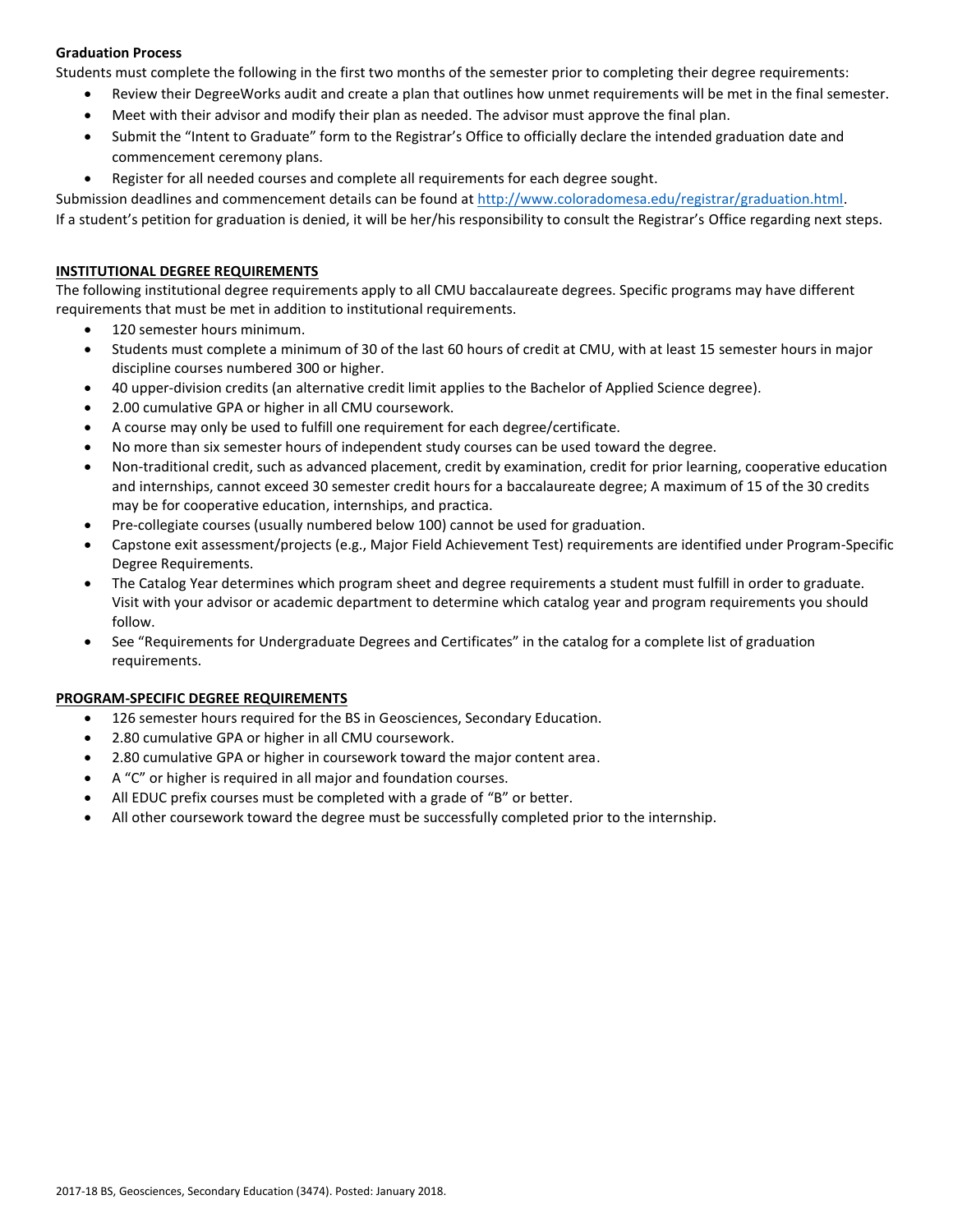**Graduation Process**

Students must complete the following in the first two months of the semester prior to completing their degree requirements:

- Review their DegreeWorks audit and create a plan that outlines how unmet requirements will be met in the final semester.
- Meet with their advisor and modify their plan as needed. The advisor must approve the final plan.
- Submit the "Intent to Graduate" form to the Registrar's Office to officially declare the intended graduation date and commencement ceremony plans.
- Register for all needed courses and complete all requirements for each degree sought.

Submission deadlines and commencement details can be found at [http://www.coloradomesa.edu/registrar/graduation.html](http://www.coloradomesa.edu/registrar/graduation.html).

If a student's petition for graduation is denied, it will be her/his responsibility to consult the Registrar's Office regarding next steps.

## INSTITUTIONAL DEGREE REQUIREMENTS

The following institutional degree requirements apply to all CMU baccalaureate degrees. Specific programs may have different requirements that must be met in addition to institutional requirements.

- 120 semester hours minimum.
- Students must complete a minimum of 30 of the last 60 hours of credit at CMU, with at least 15 semester hours in major discipline courses numbered 300 or higher.
- 40 upper-division credits (an alternative credit limit applies to the Bachelor of Applied Science degree).
- 2.00 cumulative GPA or higher in all CMU coursework.
- A course may only be used to fulfill one requirement for each degree/certificate.
- No more than six semester hours of independent study courses can be used toward the degree.
- Non-traditional credit, such as advanced placement, credit by examination, credit for prior learning, cooperative education and internships, cannot exceed 30 semester credit hours for a baccalaureate degree; A maximum of 15 of the 30 credits may be for cooperative education, internships, and practica.
- Pre-collegiate courses (usually numbered below 100) cannot be used for graduation.
- Capstone exit assessment/projects (e.g., Major Field Achievement Test) requirements are identified under Program-Specific Degree Requirements.
- The Catalog Year determines which program sheet and degree requirements a student must fulfill in order to graduate. Visit with your advisor or academic department to determine which catalog year and program requirements you should follow.
- See "Requirements for Undergraduate Degrees and Certificates" in the catalog for a complete list of graduation requirements.

## PROGRAM-SPECIFIC DEGREE REQUIREMENTS

- 126 semester hours required for the BS in Geosciences, Secondary Education.
- 2.80 cumulative GPA or higher in all CMU coursework.
- 2.80 cumulative GPA or higher in coursework toward the major content area.
- A "C" or higher is required in all major and foundation courses.
- All EDUC prefix courses must be completed with a grade of "B" or better.
- All other coursework toward the degree must be successfully completed prior to the internship.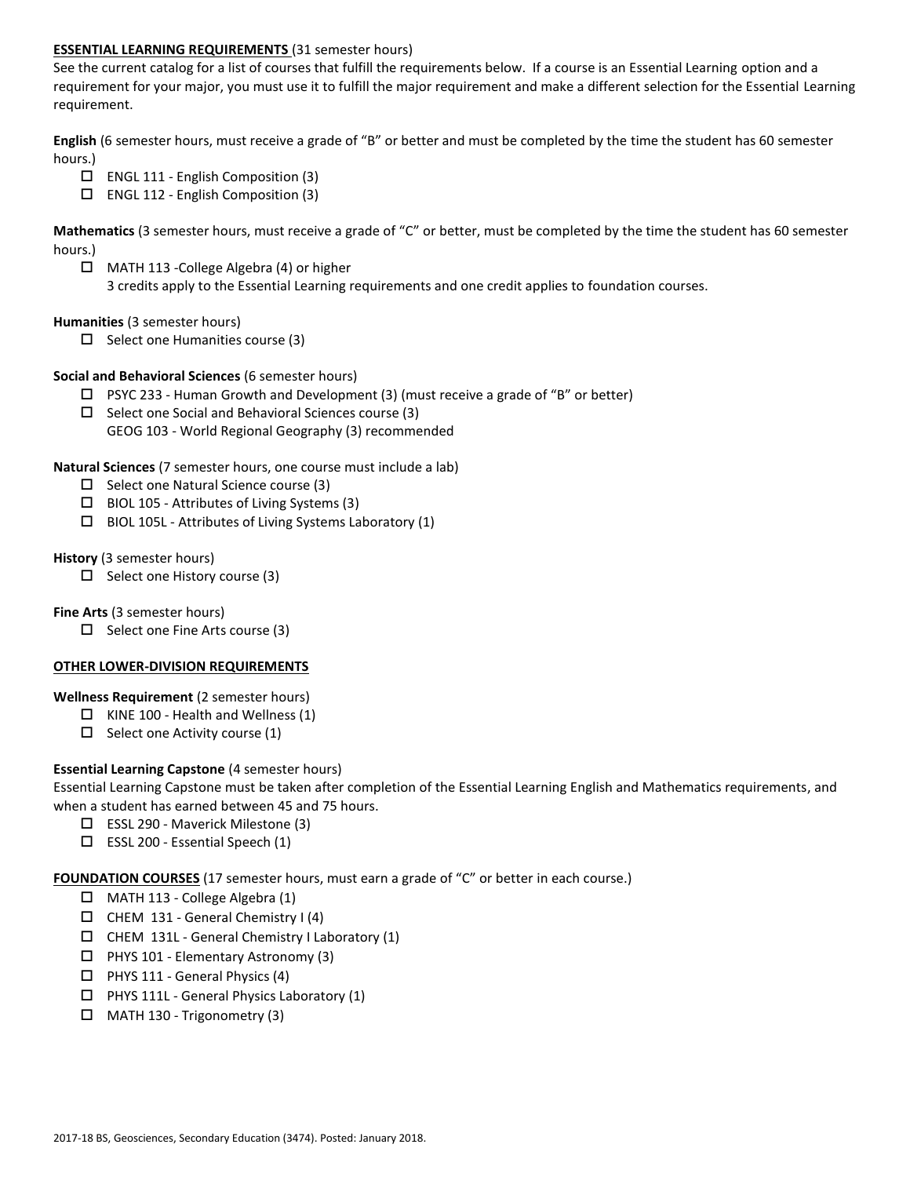**ESSENTIAL LEARNING REQUIREMENTS** (31 semester hours)

See the current catalog for a list of courses that fulfill the requirements below. If a course is an Essential Learning option and a requirement for your major, you must use it to fulfill the major requirement and make a different selection for the Essential Learning requirement.

**English** (6 semester hours, must receive a grade of "B" or better and must be completed by the time the student has 60 semester hours.)

- ☐ ENGL 111 - English Composition (3)
- ☐ ENGL 112 - English Composition (3)

**Mathematics** (3 semester hours, must receive a grade of "C" or better, must be completed by the time the student has 60 semester hours.)

- ☐ MATH 113 -College Algebra (4) or higher
  3 credits apply to the Essential Learning requirements and one credit applies to foundation courses.

**Humanities** (3 semester hours)

- ☐ Select one Humanities course (3)

**Social and Behavioral Sciences** (6 semester hours)

- ☐ PSYC 233 - Human Growth and Development (3) (must receive a grade of "B" or better)
- ☐ Select one Social and Behavioral Sciences course (3)
  GEOG 103 - World Regional Geography (3) recommended

**Natural Sciences** (7 semester hours, one course must include a lab)

- ☐ Select one Natural Science course (3)
- ☐ BIOL 105 - Attributes of Living Systems (3)
- ☐ BIOL 105L - Attributes of Living Systems Laboratory (1)

**History** (3 semester hours)

- ☐ Select one History course (3)

**Fine Arts** (3 semester hours)

- ☐ Select one Fine Arts course (3)

**OTHER LOWER-DIVISION REQUIREMENTS**

**Wellness Requirement** (2 semester hours)

- ☐ KINE 100 - Health and Wellness (1)
- ☐ Select one Activity course (1)

**Essential Learning Capstone** (4 semester hours)

Essential Learning Capstone must be taken after completion of the Essential Learning English and Mathematics requirements, and when a student has earned between 45 and 75 hours.

- ☐ ESSL 290 - Maverick Milestone (3)
- ☐ ESSL 200 - Essential Speech (1)

**FOUNDATION COURSES** (17 semester hours, must earn a grade of "C" or better in each course.)

- ☐ MATH 113 - College Algebra (1)
- ☐ CHEM 131 - General Chemistry I (4)
- ☐ CHEM 131L - General Chemistry I Laboratory (1)
- ☐ PHYS 101 - Elementary Astronomy (3)
- ☐ PHYS 111 - General Physics (4)
- ☐ PHYS 111L - General Physics Laboratory (1)
- ☐ MATH 130 - Trigonometry (3)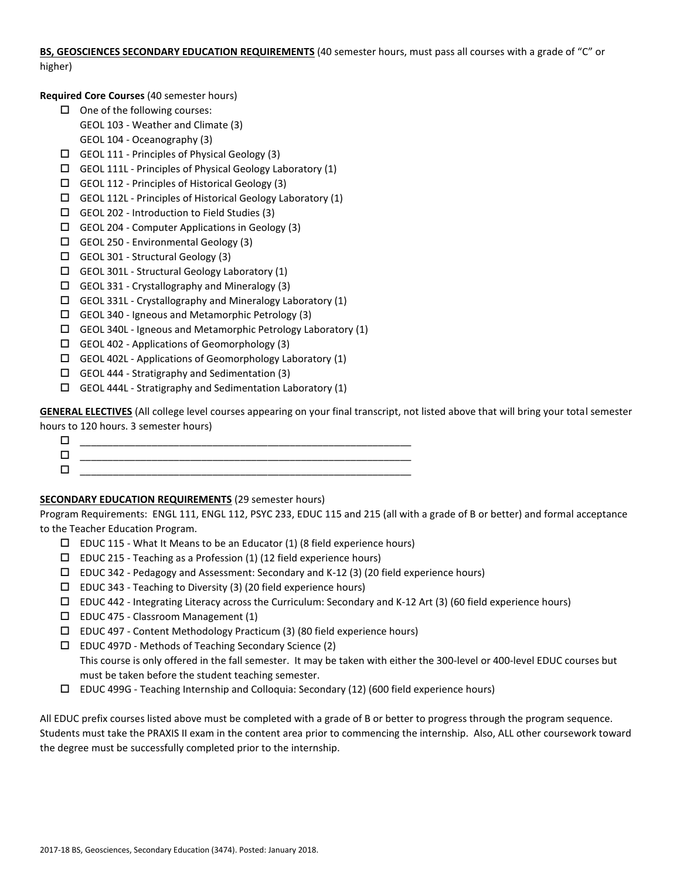**BS, GEOSCIENCES SECONDARY EDUCATION REQUIREMENTS** (40 semester hours, must pass all courses with a grade of "C" or higher)

**Required Core Courses** (40 semester hours)

- ☐ One of the following courses:
  GEOL 103 - Weather and Climate (3)
  GEOL 104 - Oceanography (3)
- ☐ GEOL 111 - Principles of Physical Geology (3)
- ☐ GEOL 111L - Principles of Physical Geology Laboratory (1)
- ☐ GEOL 112 - Principles of Historical Geology (3)
- ☐ GEOL 112L - Principles of Historical Geology Laboratory (1)
- ☐ GEOL 202 - Introduction to Field Studies (3)
- ☐ GEOL 204 - Computer Applications in Geology (3)
- ☐ GEOL 250 - Environmental Geology (3)
- ☐ GEOL 301 - Structural Geology (3)
- ☐ GEOL 301L - Structural Geology Laboratory (1)
- ☐ GEOL 331 - Crystallography and Mineralogy (3)
- ☐ GEOL 331L - Crystallography and Mineralogy Laboratory (1)
- ☐ GEOL 340 - Igneous and Metamorphic Petrology (3)
- ☐ GEOL 340L - Igneous and Metamorphic Petrology Laboratory (1)
- ☐ GEOL 402 - Applications of Geomorphology (3)
- ☐ GEOL 402L - Applications of Geomorphology Laboratory (1)
- ☐ GEOL 444 - Stratigraphy and Sedimentation (3)
- ☐ GEOL 444L - Stratigraphy and Sedimentation Laboratory (1)

**GENERAL ELECTIVES** (All college level courses appearing on your final transcript, not listed above that will bring your total semester hours to 120 hours. 3 semester hours)

- ☐ ____________________________________________________________
- ☐ ____________________________________________________________
- ☐ ____________________________________________________________

**SECONDARY EDUCATION REQUIREMENTS** (29 semester hours)

Program Requirements: ENGL 111, ENGL 112, PSYC 233, EDUC 115 and 215 (all with a grade of B or better) and formal acceptance to the Teacher Education Program.

- ☐ EDUC 115 - What It Means to be an Educator (1) (8 field experience hours)
- ☐ EDUC 215 - Teaching as a Profession (1) (12 field experience hours)
- ☐ EDUC 342 - Pedagogy and Assessment: Secondary and K-12 (3) (20 field experience hours)
- ☐ EDUC 343 - Teaching to Diversity (3) (20 field experience hours)
- ☐ EDUC 442 - Integrating Literacy across the Curriculum: Secondary and K-12 Art (3) (60 field experience hours)
- ☐ EDUC 475 - Classroom Management (1)
- ☐ EDUC 497 - Content Methodology Practicum (3) (80 field experience hours)
- ☐ EDUC 497D - Methods of Teaching Secondary Science (2)
  This course is only offered in the fall semester. It may be taken with either the 300-level or 400-level EDUC courses but must be taken before the student teaching semester.
- ☐ EDUC 499G - Teaching Internship and Colloquia: Secondary (12) (600 field experience hours)

All EDUC prefix courses listed above must be completed with a grade of B or better to progress through the program sequence. Students must take the PRAXIS II exam in the content area prior to commencing the internship. Also, ALL other coursework toward the degree must be successfully completed prior to the internship.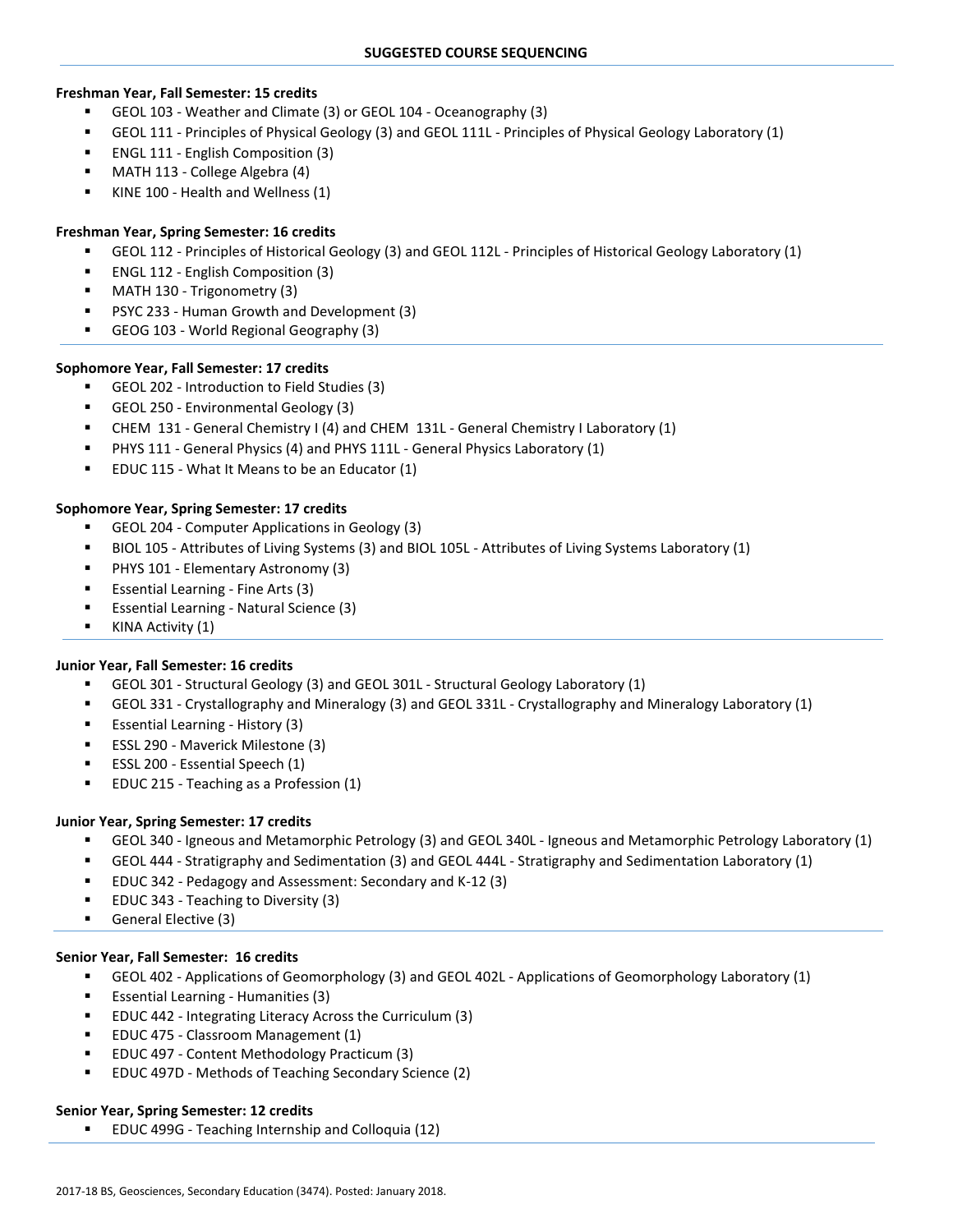## SUGGESTED COURSE SEQUENCING

**Freshman Year, Fall Semester: 15 credits**

- GEOL 103 - Weather and Climate (3) or GEOL 104 - Oceanography (3)
- GEOL 111 - Principles of Physical Geology (3) and GEOL 111L - Principles of Physical Geology Laboratory (1)
- ENGL 111 - English Composition (3)
- MATH 113 - College Algebra (4)
- KINE 100 - Health and Wellness (1)

**Freshman Year, Spring Semester: 16 credits**

- GEOL 112 - Principles of Historical Geology (3) and GEOL 112L - Principles of Historical Geology Laboratory (1)
- ENGL 112 - English Composition (3)
- MATH 130 - Trigonometry (3)
- PSYC 233 - Human Growth and Development (3)
- GEOG 103 - World Regional Geography (3)

**Sophomore Year, Fall Semester: 17 credits**

- GEOL 202 - Introduction to Field Studies (3)
- GEOL 250 - Environmental Geology (3)
- CHEM 131 - General Chemistry I (4) and CHEM 131L - General Chemistry I Laboratory (1)
- PHYS 111 - General Physics (4) and PHYS 111L - General Physics Laboratory (1)
- EDUC 115 - What It Means to be an Educator (1)

**Sophomore Year, Spring Semester: 17 credits**

- GEOL 204 - Computer Applications in Geology (3)
- BIOL 105 - Attributes of Living Systems (3) and BIOL 105L - Attributes of Living Systems Laboratory (1)
- PHYS 101 - Elementary Astronomy (3)
- Essential Learning - Fine Arts (3)
- Essential Learning - Natural Science (3)
- KINA Activity (1)

**Junior Year, Fall Semester: 16 credits**

- GEOL 301 - Structural Geology (3) and GEOL 301L - Structural Geology Laboratory (1)
- GEOL 331 - Crystallography and Mineralogy (3) and GEOL 331L - Crystallography and Mineralogy Laboratory (1)
- Essential Learning - History (3)
- ESSL 290 - Maverick Milestone (3)
- ESSL 200 - Essential Speech (1)
- EDUC 215 - Teaching as a Profession (1)

**Junior Year, Spring Semester: 17 credits**

- GEOL 340 - Igneous and Metamorphic Petrology (3) and GEOL 340L - Igneous and Metamorphic Petrology Laboratory (1)
- GEOL 444 - Stratigraphy and Sedimentation (3) and GEOL 444L - Stratigraphy and Sedimentation Laboratory (1)
- EDUC 342 - Pedagogy and Assessment: Secondary and K-12 (3)
- EDUC 343 - Teaching to Diversity (3)
- General Elective (3)

**Senior Year, Fall Semester: 16 credits**

- GEOL 402 - Applications of Geomorphology (3) and GEOL 402L - Applications of Geomorphology Laboratory (1)
- Essential Learning - Humanities (3)
- EDUC 442 - Integrating Literacy Across the Curriculum (3)
- EDUC 475 - Classroom Management (1)
- EDUC 497 - Content Methodology Practicum (3)
- EDUC 497D - Methods of Teaching Secondary Science (2)

**Senior Year, Spring Semester: 12 credits**

- EDUC 499G - Teaching Internship and Colloquia (12)